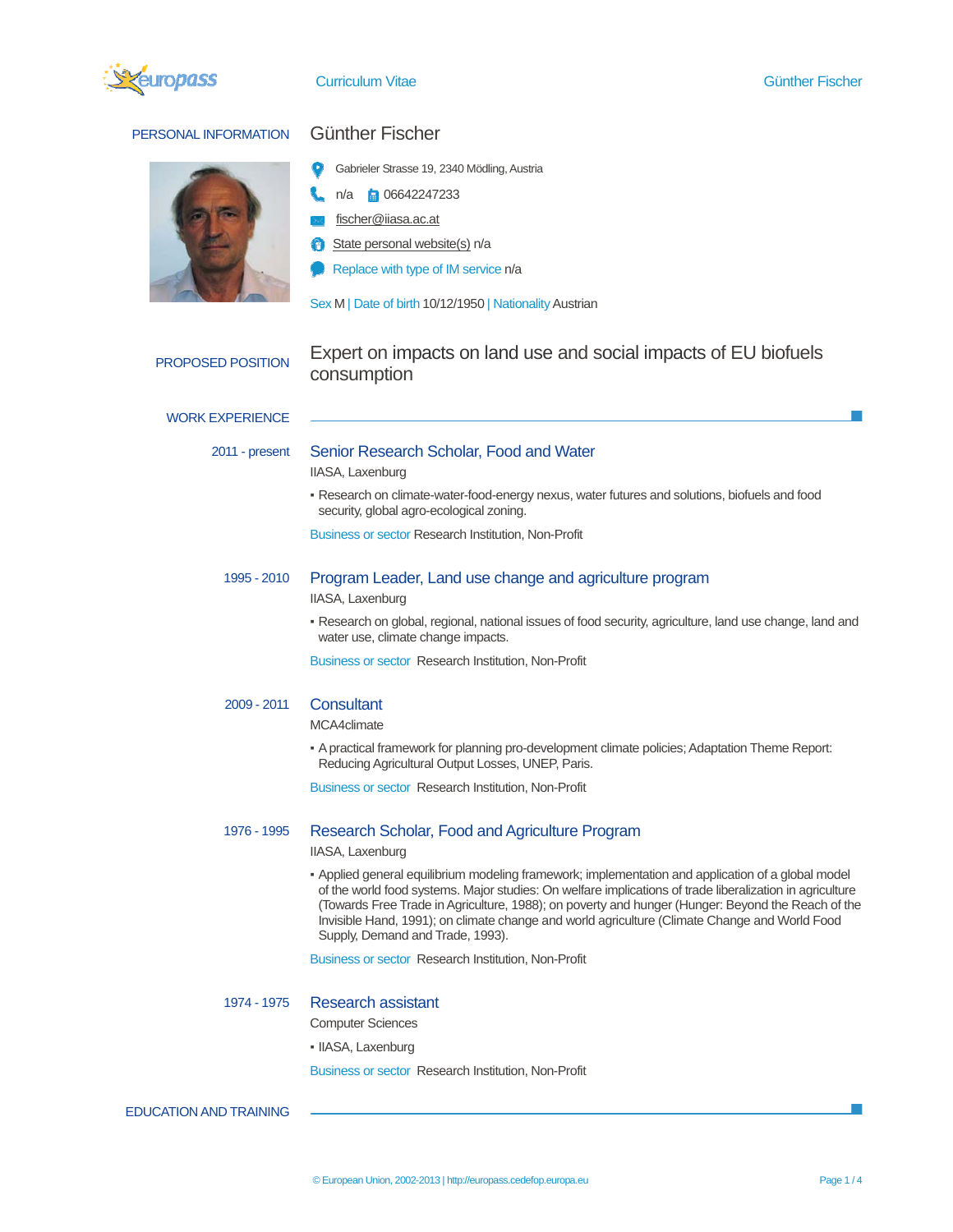Curriculum Vitae

# PERSONAL INFORMATION

## Günther Fischer

Gabrieler Strasse 19, 2340 Mödling, Austria

n/a 06642247233

fischer@iiasa.ac.at

State personal website(s) n/a

Replace with type of IM service n/a

Sex M | Date of birth 10/12/1950 | Nationality Austrian

# PROPOSED POSITION

Expert on impacts on land use and social impacts of EU biofuels consumption

# WORK EXPERIENCE

**2011 - present**

### Senior Research Scholar, Food and Water

IIASA, Laxenburg

- Research on climate-water-food-energy nexus, water futures and solutions, biofuels and food security, global agro-ecological zoning.

Business or sector Research Institution, Non-Profit

**1995 - 2010**

### Program Leader, Land use change and agriculture program

IIASA, Laxenburg

- Research on global, regional, national issues of food security, agriculture, land use change, land and water use, climate change impacts.

Business or sector Research Institution, Non-Profit

**2009 - 2011**

### Consultant

MCA4climate

- A practical framework for planning pro-development climate policies; Adaptation Theme Report: Reducing Agricultural Output Losses, UNEP, Paris.

Business or sector Research Institution, Non-Profit

**1976 - 1995**

### Research Scholar, Food and Agriculture Program

IIASA, Laxenburg

- Applied general equilibrium modeling framework; implementation and application of a global model of the world food systems. Major studies: On welfare implications of trade liberalization in agriculture (Towards Free Trade in Agriculture, 1988); on poverty and hunger (Hunger: Beyond the Reach of the Invisible Hand, 1991); on climate change and world agriculture (Climate Change and World Food Supply, Demand and Trade, 1993).

Business or sector Research Institution, Non-Profit

**1974 - 1975**

### Research assistant

Computer Sciences

- IIASA, Laxenburg

Business or sector Research Institution, Non-Profit

# EDUCATION AND TRAINING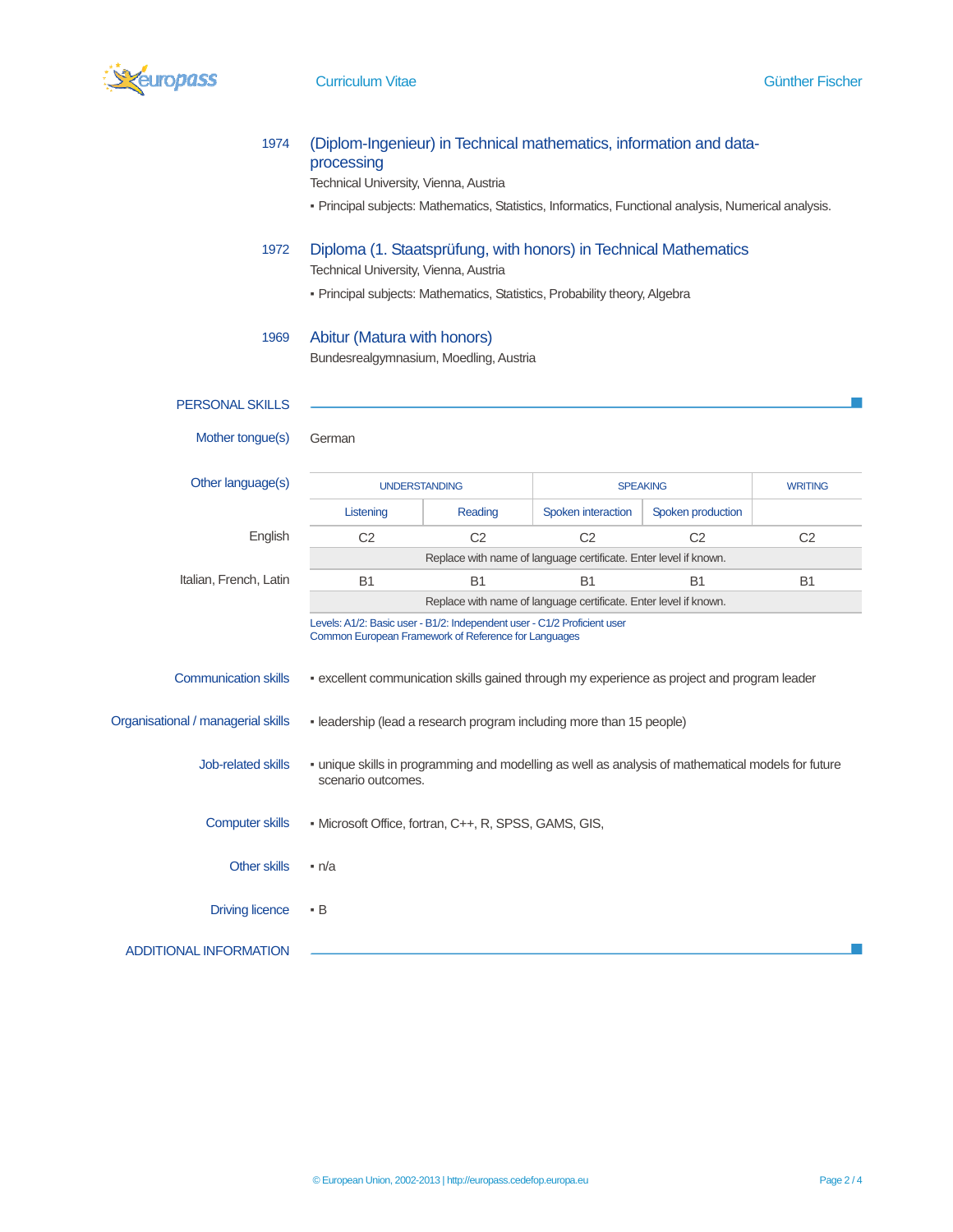1974 **(Diplom-Ingenieur) in Technical mathematics, information and data-processing**

Technical University, Vienna, Austria

- Principal subjects: Mathematics, Statistics, Informatics, Functional analysis, Numerical analysis.

1972 **Diploma (1. Staatsprüfung, with honors) in Technical Mathematics**

Technical University, Vienna, Austria

- Principal subjects: Mathematics, Statistics, Probability theory, Algebra

1969 **Abitur (Matura with honors)**

Bundesrealgymnasium, Moedling, Austria

## PERSONAL SKILLS

**Mother tongue(s)**: German

**Other language(s)**

| | UNDERSTANDING | | SPEAKING | | WRITING |
|---|---|---|---|---|---|
| | Listening | Reading | Spoken interaction | Spoken production | |
| English | C2 | C2 | C2 | C2 | C2 |
| | Replace with name of language certificate. Enter level if known. | | | | |
| Italian, French, Latin | B1 | B1 | B1 | B1 | B1 |
| | Replace with name of language certificate. Enter level if known. | | | | |

Levels: A1/2: Basic user - B1/2: Independent user - C1/2 Proficient user
Common European Framework of Reference for Languages

**Communication skills**

- excellent communication skills gained through my experience as project and program leader

**Organisational / managerial skills**

- leadership (lead a research program including more than 15 people)

**Job-related skills**

- unique skills in programming and modelling as well as analysis of mathematical models for future scenario outcomes.

**Computer skills**

- Microsoft Office, fortran, C++, R, SPSS, GAMS, GIS,

**Other skills**

- n/a

**Driving licence**

- B

## ADDITIONAL INFORMATION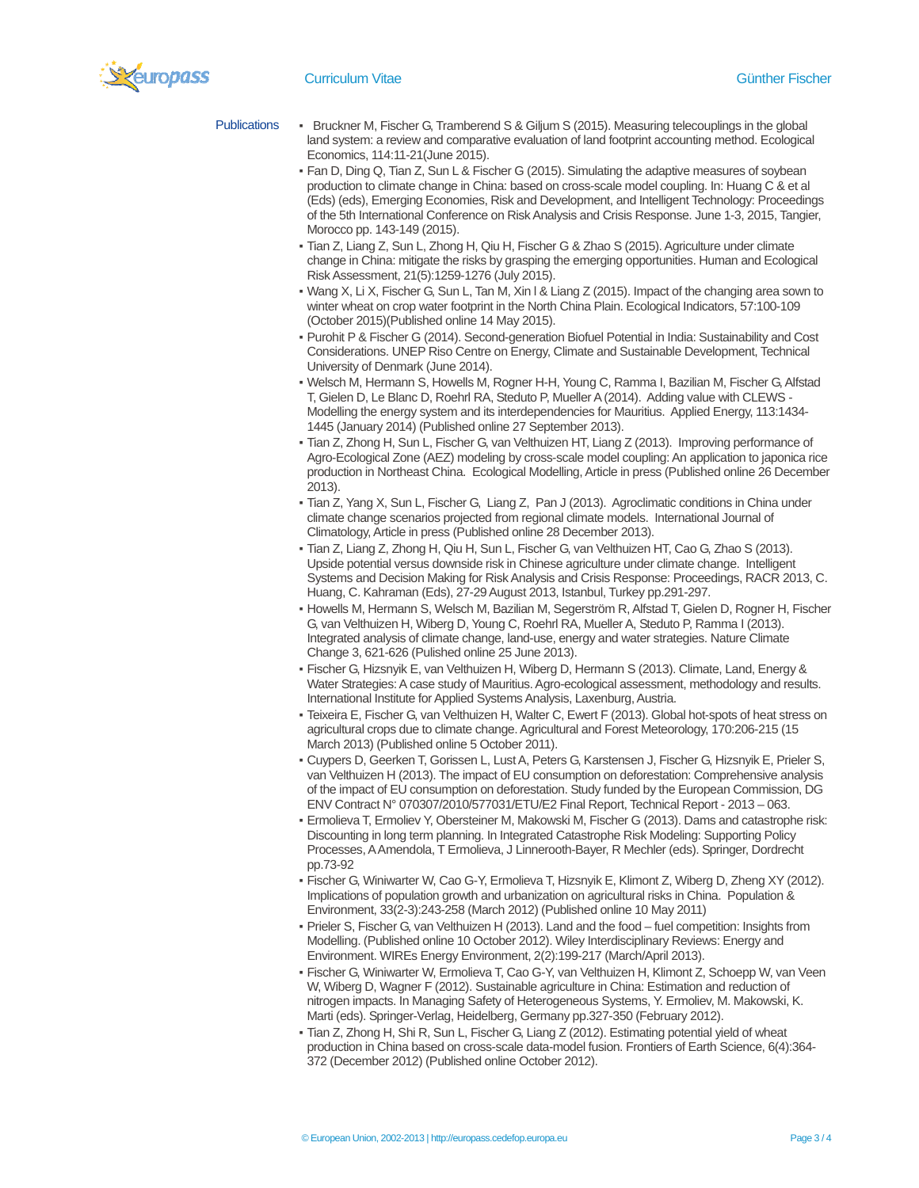## Publications

- Bruckner M, Fischer G, Tramberend S & Giljum S (2015). Measuring telecouplings in the global land system: a review and comparative evaluation of land footprint accounting method. Ecological Economics, 114:11-21(June 2015).
- Fan D, Ding Q, Tian Z, Sun L & Fischer G (2015). Simulating the adaptive measures of soybean production to climate change in China: based on cross-scale model coupling. In: Huang C & et al (Eds) (eds), Emerging Economies, Risk and Development, and Intelligent Technology: Proceedings of the 5th International Conference on Risk Analysis and Crisis Response. June 1-3, 2015, Tangier, Morocco pp. 143-149 (2015).
- Tian Z, Liang Z, Sun L, Zhong H, Qiu H, Fischer G & Zhao S (2015). Agriculture under climate change in China: mitigate the risks by grasping the emerging opportunities. Human and Ecological Risk Assessment, 21(5):1259-1276 (July 2015).
- Wang X, Li X, Fischer G, Sun L, Tan M, Xin l & Liang Z (2015). Impact of the changing area sown to winter wheat on crop water footprint in the North China Plain. Ecological Indicators, 57:100-109 (October 2015)(Published online 14 May 2015).
- Purohit P & Fischer G (2014). Second-generation Biofuel Potential in India: Sustainability and Cost Considerations. UNEP Riso Centre on Energy, Climate and Sustainable Development, Technical University of Denmark (June 2014).
- Welsch M, Hermann S, Howells M, Rogner H-H, Young C, Ramma I, Bazilian M, Fischer G, Alfstad T, Gielen D, Le Blanc D, Roehrl RA, Steduto P, Mueller A (2014). Adding value with CLEWS - Modelling the energy system and its interdependencies for Mauritius. Applied Energy, 113:1434-1445 (January 2014) (Published online 27 September 2013).
- Tian Z, Zhong H, Sun L, Fischer G, van Velthuizen HT, Liang Z (2013). Improving performance of Agro-Ecological Zone (AEZ) modeling by cross-scale model coupling: An application to japonica rice production in Northeast China. Ecological Modelling, Article in press (Published online 26 December 2013).
- Tian Z, Yang X, Sun L, Fischer G, Liang Z, Pan J (2013). Agroclimatic conditions in China under climate change scenarios projected from regional climate models. International Journal of Climatology, Article in press (Published online 28 December 2013).
- Tian Z, Liang Z, Zhong H, Qiu H, Sun L, Fischer G, van Velthuizen HT, Cao G, Zhao S (2013). Upside potential versus downside risk in Chinese agriculture under climate change. Intelligent Systems and Decision Making for Risk Analysis and Crisis Response: Proceedings, RACR 2013, C. Huang, C. Kahraman (Eds), 27-29 August 2013, Istanbul, Turkey pp.291-297.
- Howells M, Hermann S, Welsch M, Bazilian M, Segerström R, Alfstad T, Gielen D, Rogner H, Fischer G, van Velthuizen H, Wiberg D, Young C, Roehrl RA, Mueller A, Steduto P, Ramma I (2013). Integrated analysis of climate change, land-use, energy and water strategies. Nature Climate Change 3, 621-626 (Pulished online 25 June 2013).
- Fischer G, Hizsnyik E, van Velthuizen H, Wiberg D, Hermann S (2013). Climate, Land, Energy & Water Strategies: A case study of Mauritius. Agro-ecological assessment, methodology and results. International Institute for Applied Systems Analysis, Laxenburg, Austria.
- Teixeira E, Fischer G, van Velthuizen H, Walter C, Ewert F (2013). Global hot-spots of heat stress on agricultural crops due to climate change. Agricultural and Forest Meteorology, 170:206-215 (15 March 2013) (Published online 5 October 2011).
- Cuypers D, Geerken T, Gorissen L, Lust A, Peters G, Karstensen J, Fischer G, Hizsnyik E, Prieler S, van Velthuizen H (2013). The impact of EU consumption on deforestation: Comprehensive analysis of the impact of EU consumption on deforestation. Study funded by the European Commission, DG ENV Contract N° 070307/2010/577031/ETU/E2 Final Report, Technical Report - 2013 – 063.
- Ermolieva T, Ermoliev Y, Obersteiner M, Makowski M, Fischer G (2013). Dams and catastrophe risk: Discounting in long term planning. In Integrated Catastrophe Risk Modeling: Supporting Policy Processes, A Amendola, T Ermolieva, J Linnerooth-Bayer, R Mechler (eds). Springer, Dordrecht pp.73-92
- Fischer G, Winiwarter W, Cao G-Y, Ermolieva T, Hizsnyik E, Klimont Z, Wiberg D, Zheng XY (2012). Implications of population growth and urbanization on agricultural risks in China. Population & Environment, 33(2-3):243-258 (March 2012) (Published online 10 May 2011)
- Prieler S, Fischer G, van Velthuizen H (2013). Land and the food – fuel competition: Insights from Modelling. (Published online 10 October 2012). Wiley Interdisciplinary Reviews: Energy and Environment. WIREs Energy Environment, 2(2):199-217 (March/April 2013).
- Fischer G, Winiwarter W, Ermolieva T, Cao G-Y, van Velthuizen H, Klimont Z, Schoepp W, van Veen W, Wiberg D, Wagner F (2012). Sustainable agriculture in China: Estimation and reduction of nitrogen impacts. In Managing Safety of Heterogeneous Systems, Y. Ermoliev, M. Makowski, K. Marti (eds). Springer-Verlag, Heidelberg, Germany pp.327-350 (February 2012).
- Tian Z, Zhong H, Shi R, Sun L, Fischer G, Liang Z (2012). Estimating potential yield of wheat production in China based on cross-scale data-model fusion. Frontiers of Earth Science, 6(4):364-372 (December 2012) (Published online October 2012).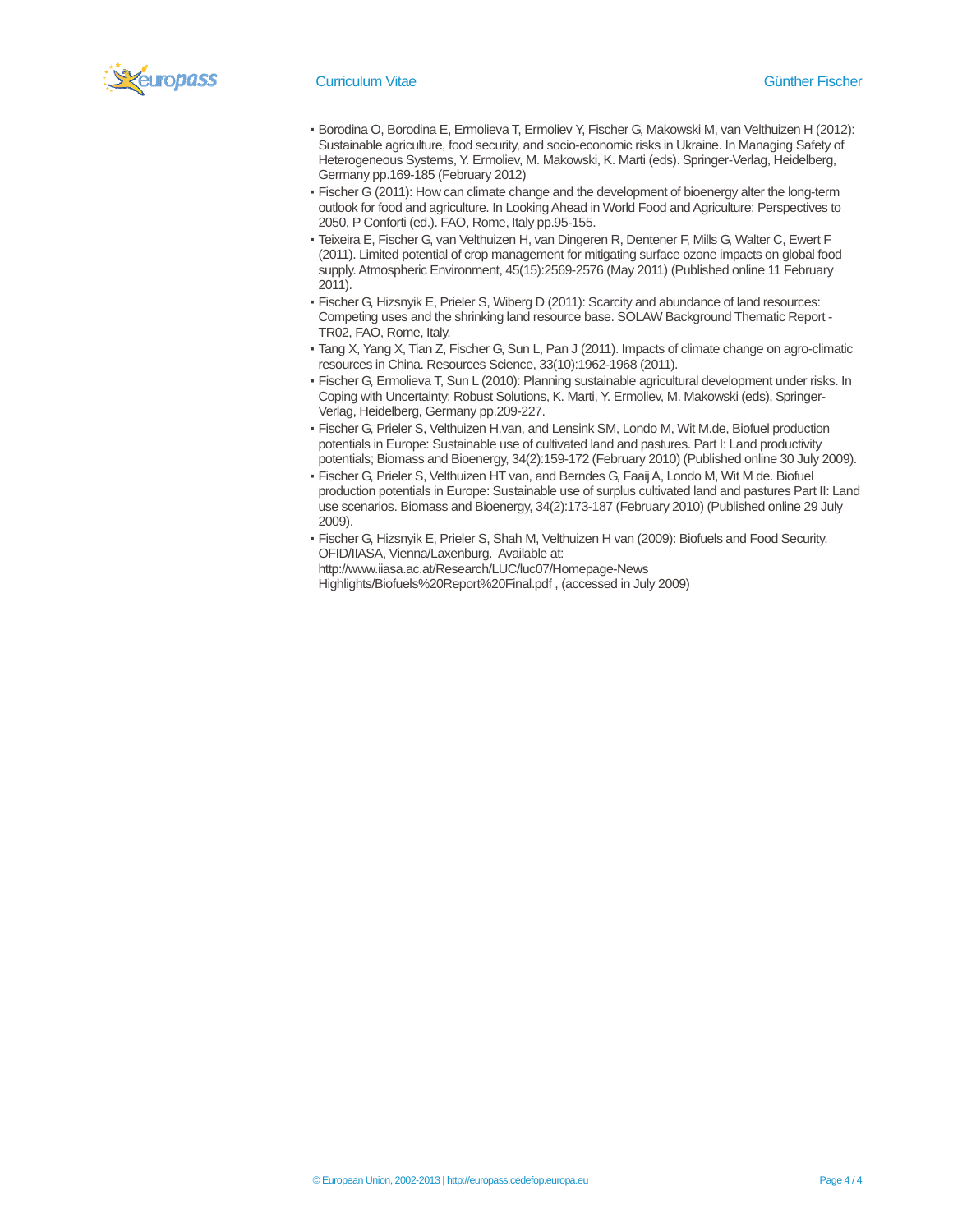- Borodina O, Borodina E, Ermolieva T, Ermoliev Y, Fischer G, Makowski M, van Velthuizen H (2012): Sustainable agriculture, food security, and socio-economic risks in Ukraine. In Managing Safety of Heterogeneous Systems, Y. Ermoliev, M. Makowski, K. Marti (eds). Springer-Verlag, Heidelberg, Germany pp.169-185 (February 2012)
- Fischer G (2011): How can climate change and the development of bioenergy alter the long-term outlook for food and agriculture. In Looking Ahead in World Food and Agriculture: Perspectives to 2050, P Conforti (ed.). FAO, Rome, Italy pp.95-155.
- Teixeira E, Fischer G, van Velthuizen H, van Dingeren R, Dentener F, Mills G, Walter C, Ewert F (2011). Limited potential of crop management for mitigating surface ozone impacts on global food supply. Atmospheric Environment, 45(15):2569-2576 (May 2011) (Published online 11 February 2011).
- Fischer G, Hizsnyik E, Prieler S, Wiberg D (2011): Scarcity and abundance of land resources: Competing uses and the shrinking land resource base. SOLAW Background Thematic Report - TR02, FAO, Rome, Italy.
- Tang X, Yang X, Tian Z, Fischer G, Sun L, Pan J (2011). Impacts of climate change on agro-climatic resources in China. Resources Science, 33(10):1962-1968 (2011).
- Fischer G, Ermolieva T, Sun L (2010): Planning sustainable agricultural development under risks. In Coping with Uncertainty: Robust Solutions, K. Marti, Y. Ermoliev, M. Makowski (eds), Springer-Verlag, Heidelberg, Germany pp.209-227.
- Fischer G, Prieler S, Velthuizen H.van, and Lensink SM, Londo M, Wit M.de, Biofuel production potentials in Europe: Sustainable use of cultivated land and pastures. Part I: Land productivity potentials; Biomass and Bioenergy, 34(2):159-172 (February 2010) (Published online 30 July 2009).
- Fischer G, Prieler S, Velthuizen HT van, and Berndes G, Faaij A, Londo M, Wit M de. Biofuel production potentials in Europe: Sustainable use of surplus cultivated land and pastures Part II: Land use scenarios. Biomass and Bioenergy, 34(2):173-187 (February 2010) (Published online 29 July 2009).
- Fischer G, Hizsnyik E, Prieler S, Shah M, Velthuizen H van (2009): Biofuels and Food Security. OFID/IIASA, Vienna/Laxenburg. Available at: http://www.iiasa.ac.at/Research/LUC/luc07/Homepage-News Highlights/Biofuels%20Report%20Final.pdf , (accessed in July 2009)